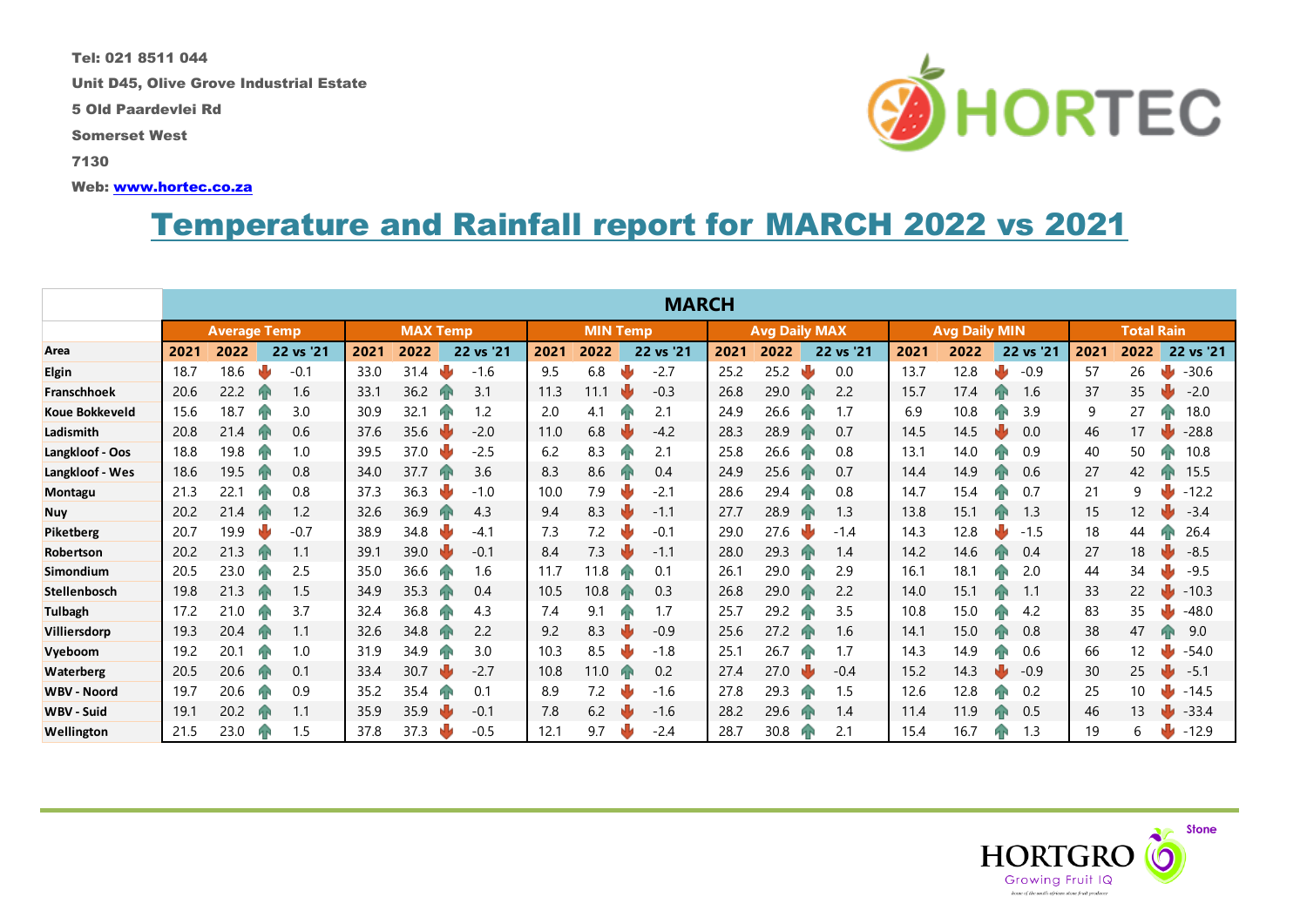Tel: 021 8511 044

Unit D45, Olive Grove Industrial Estate

5 Old Paardevlei Rd

Somerset West

7130

Web: www.hortec.co.za

# Temperature and Rainfall report for MARCH 2022 vs 2021

| | MARCH | | | | | | | | | | | | | | | | | |
|---|---|---|---|---|---|---|---|---|---|---|---|---|---|---|---|---|---|---|
| | Average Temp | | | MAX Temp | | | MIN Temp | | | Avg Daily MAX | | | Avg Daily MIN | | | Total Rain | | |
| Area | 2021 | 2022 | 22 vs '21 | 2021 | 2022 | 22 vs '21 | 2021 | 2022 | 22 vs '21 | 2021 | 2022 | 22 vs '21 | 2021 | 2022 | 22 vs '21 | 2021 | 2022 | 22 vs '21 |
| Elgin | 18.7 | 18.6 | -0.1 | 33.0 | 31.4 | -1.6 | 9.5 | 6.8 | -2.7 | 25.2 | 25.2 | 0.0 | 13.7 | 12.8 | -0.9 | 57 | 26 | -30.6 |
| Franschhoek | 20.6 | 22.2 | 1.6 | 33.1 | 36.2 | 3.1 | 11.3 | 11.1 | -0.3 | 26.8 | 29.0 | 2.2 | 15.7 | 17.4 | 1.6 | 37 | 35 | -2.0 |
| Koue Bokkeveld | 15.6 | 18.7 | 3.0 | 30.9 | 32.1 | 1.2 | 2.0 | 4.1 | 2.1 | 24.9 | 26.6 | 1.7 | 6.9 | 10.8 | 3.9 | 9 | 27 | 18.0 |
| Ladismith | 20.8 | 21.4 | 0.6 | 37.6 | 35.6 | -2.0 | 11.0 | 6.8 | -4.2 | 28.3 | 28.9 | 0.7 | 14.5 | 14.5 | 0.0 | 46 | 17 | -28.8 |
| Langkloof - Oos | 18.8 | 19.8 | 1.0 | 39.5 | 37.0 | -2.5 | 6.2 | 8.3 | 2.1 | 25.8 | 26.6 | 0.8 | 13.1 | 14.0 | 0.9 | 40 | 50 | 10.8 |
| Langkloof - Wes | 18.6 | 19.5 | 0.8 | 34.0 | 37.7 | 3.6 | 8.3 | 8.6 | 0.4 | 24.9 | 25.6 | 0.7 | 14.4 | 14.9 | 0.6 | 27 | 42 | 15.5 |
| Montagu | 21.3 | 22.1 | 0.8 | 37.3 | 36.3 | -1.0 | 10.0 | 7.9 | -2.1 | 28.6 | 29.4 | 0.8 | 14.7 | 15.4 | 0.7 | 21 | 9 | -12.2 |
| Nuy | 20.2 | 21.4 | 1.2 | 32.6 | 36.9 | 4.3 | 9.4 | 8.3 | -1.1 | 27.7 | 28.9 | 1.3 | 13.8 | 15.1 | 1.3 | 15 | 12 | -3.4 |
| Piketberg | 20.7 | 19.9 | -0.7 | 38.9 | 34.8 | -4.1 | 7.3 | 7.2 | -0.1 | 29.0 | 27.6 | -1.4 | 14.3 | 12.8 | -1.5 | 18 | 44 | 26.4 |
| Robertson | 20.2 | 21.3 | 1.1 | 39.1 | 39.0 | -0.1 | 8.4 | 7.3 | -1.1 | 28.0 | 29.3 | 1.4 | 14.2 | 14.6 | 0.4 | 27 | 18 | -8.5 |
| Simondium | 20.5 | 23.0 | 2.5 | 35.0 | 36.6 | 1.6 | 11.7 | 11.8 | 0.1 | 26.1 | 29.0 | 2.9 | 16.1 | 18.1 | 2.0 | 44 | 34 | -9.5 |
| Stellenbosch | 19.8 | 21.3 | 1.5 | 34.9 | 35.3 | 0.4 | 10.5 | 10.8 | 0.3 | 26.8 | 29.0 | 2.2 | 14.0 | 15.1 | 1.1 | 33 | 22 | -10.3 |
| Tulbagh | 17.2 | 21.0 | 3.7 | 32.4 | 36.8 | 4.3 | 7.4 | 9.1 | 1.7 | 25.7 | 29.2 | 3.5 | 10.8 | 15.0 | 4.2 | 83 | 35 | -48.0 |
| Villiersdorp | 19.3 | 20.4 | 1.1 | 32.6 | 34.8 | 2.2 | 9.2 | 8.3 | -0.9 | 25.6 | 27.2 | 1.6 | 14.1 | 15.0 | 0.8 | 38 | 47 | 9.0 |
| Vyeboom | 19.2 | 20.1 | 1.0 | 31.9 | 34.9 | 3.0 | 10.3 | 8.5 | -1.8 | 25.1 | 26.7 | 1.7 | 14.3 | 14.9 | 0.6 | 66 | 12 | -54.0 |
| Waterberg | 20.5 | 20.6 | 0.1 | 33.4 | 30.7 | -2.7 | 10.8 | 11.0 | 0.2 | 27.4 | 27.0 | -0.4 | 15.2 | 14.3 | -0.9 | 30 | 25 | -5.1 |
| WBV - Noord | 19.7 | 20.6 | 0.9 | 35.2 | 35.4 | 0.1 | 8.9 | 7.2 | -1.6 | 27.8 | 29.3 | 1.5 | 12.6 | 12.8 | 0.2 | 25 | 10 | -14.5 |
| WBV - Suid | 19.1 | 20.2 | 1.1 | 35.9 | 35.9 | -0.1 | 7.8 | 6.2 | -1.6 | 28.2 | 29.6 | 1.4 | 11.4 | 11.9 | 0.5 | 46 | 13 | -33.4 |
| Wellington | 21.5 | 23.0 | 1.5 | 37.8 | 37.3 | -0.5 | 12.1 | 9.7 | -2.4 | 28.7 | 30.8 | 2.1 | 15.4 | 16.7 | 1.3 | 19 | 6 | -12.9 |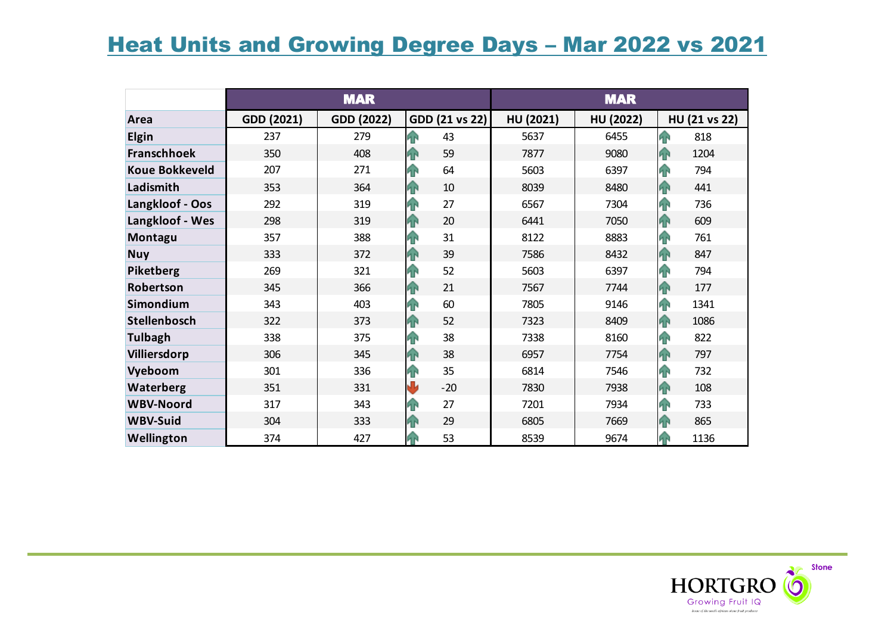# Heat Units and Growing Degree Days – Mar 2022 vs 2021

| | MAR | | | MAR | | |
|---|---|---|---|---|---|---|
| **Area** | **GDD (2021)** | **GDD (2022)** | **GDD (21 vs 22)** | **HU (2021)** | **HU (2022)** | **HU (21 vs 22)** |
| **Elgin** | 237 | 279 | ↑ 43 | 5637 | 6455 | ↑ 818 |
| **Franschhoek** | 350 | 408 | ↑ 59 | 7877 | 9080 | ↑ 1204 |
| **Koue Bokkeveld** | 207 | 271 | ↑ 64 | 5603 | 6397 | ↑ 794 |
| **Ladismith** | 353 | 364 | ↑ 10 | 8039 | 8480 | ↑ 441 |
| **Langkloof - Oos** | 292 | 319 | ↑ 27 | 6567 | 7304 | ↑ 736 |
| **Langkloof - Wes** | 298 | 319 | ↑ 20 | 6441 | 7050 | ↑ 609 |
| **Montagu** | 357 | 388 | ↑ 31 | 8122 | 8883 | ↑ 761 |
| **Nuy** | 333 | 372 | ↑ 39 | 7586 | 8432 | ↑ 847 |
| **Piketberg** | 269 | 321 | ↑ 52 | 5603 | 6397 | ↑ 794 |
| **Robertson** | 345 | 366 | ↑ 21 | 7567 | 7744 | ↑ 177 |
| **Simondium** | 343 | 403 | ↑ 60 | 7805 | 9146 | ↑ 1341 |
| **Stellenbosch** | 322 | 373 | ↑ 52 | 7323 | 8409 | ↑ 1086 |
| **Tulbagh** | 338 | 375 | ↑ 38 | 7338 | 8160 | ↑ 822 |
| **Villiersdorp** | 306 | 345 | ↑ 38 | 6957 | 7754 | ↑ 797 |
| **Vyeboom** | 301 | 336 | ↑ 35 | 6814 | 7546 | ↑ 732 |
| **Waterberg** | 351 | 331 | ↓ -20 | 7830 | 7938 | ↑ 108 |
| **WBV-Noord** | 317 | 343 | ↑ 27 | 7201 | 7934 | ↑ 733 |
| **WBV-Suid** | 304 | 333 | ↑ 29 | 6805 | 7669 | ↑ 865 |
| **Wellington** | 374 | 427 | ↑ 53 | 8539 | 9674 | ↑ 1136 |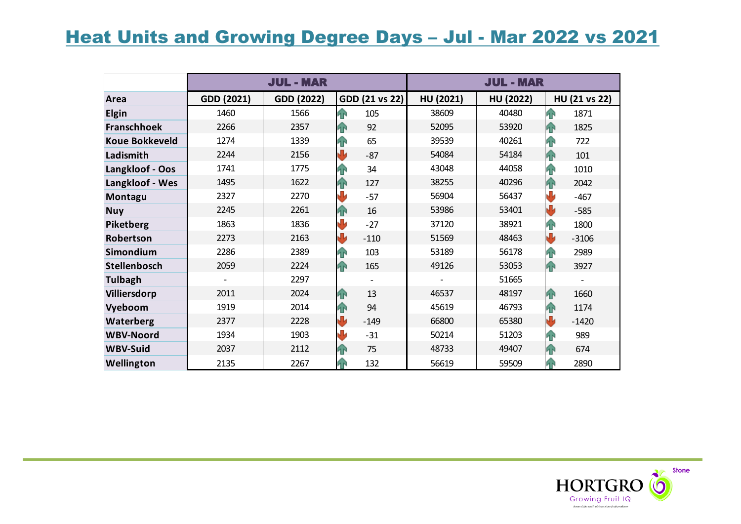# Heat Units and Growing Degree Days – Jul - Mar 2022 vs 2021

| | JUL - MAR | | | JUL - MAR | | |
|---|---|---|---|---|---|---|
| **Area** | **GDD (2021)** | **GDD (2022)** | **GDD (21 vs 22)** | **HU (2021)** | **HU (2022)** | **HU (21 vs 22)** |
| **Elgin** | 1460 | 1566 | 105 | 38609 | 40480 | 1871 |
| **Franschhoek** | 2266 | 2357 | 92 | 52095 | 53920 | 1825 |
| **Koue Bokkeveld** | 1274 | 1339 | 65 | 39539 | 40261 | 722 |
| **Ladismith** | 2244 | 2156 | -87 | 54084 | 54184 | 101 |
| **Langkloof - Oos** | 1741 | 1775 | 34 | 43048 | 44058 | 1010 |
| **Langkloof - Wes** | 1495 | 1622 | 127 | 38255 | 40296 | 2042 |
| **Montagu** | 2327 | 2270 | -57 | 56904 | 56437 | -467 |
| **Nuy** | 2245 | 2261 | 16 | 53986 | 53401 | -585 |
| **Piketberg** | 1863 | 1836 | -27 | 37120 | 38921 | 1800 |
| **Robertson** | 2273 | 2163 | -110 | 51569 | 48463 | -3106 |
| **Simondium** | 2286 | 2389 | 103 | 53189 | 56178 | 2989 |
| **Stellenbosch** | 2059 | 2224 | 165 | 49126 | 53053 | 3927 |
| **Tulbagh** | - | 2297 | - | - | 51665 | - |
| **Villiersdorp** | 2011 | 2024 | 13 | 46537 | 48197 | 1660 |
| **Vyeboom** | 1919 | 2014 | 94 | 45619 | 46793 | 1174 |
| **Waterberg** | 2377 | 2228 | -149 | 66800 | 65380 | -1420 |
| **WBV-Noord** | 1934 | 1903 | -31 | 50214 | 51203 | 989 |
| **WBV-Suid** | 2037 | 2112 | 75 | 48733 | 49407 | 674 |
| **Wellington** | 2135 | 2267 | 132 | 56619 | 59509 | 2890 |